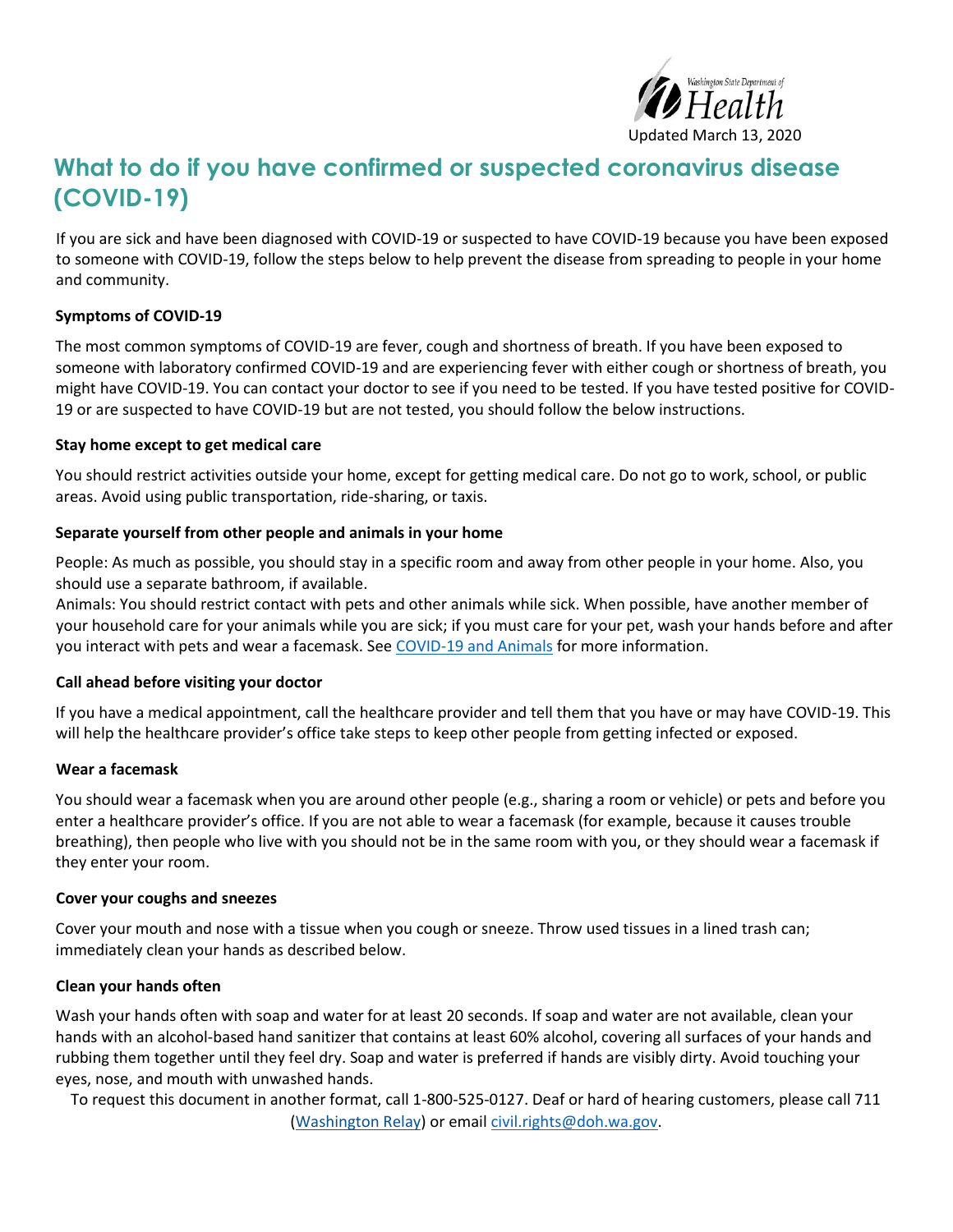Washington State Department of Health

Updated March 13, 2020

# What to do if you have confirmed or suspected coronavirus disease (COVID-19)

If you are sick and have been diagnosed with COVID-19 or suspected to have COVID-19 because you have been exposed to someone with COVID-19, follow the steps below to help prevent the disease from spreading to people in your home and community.

### Symptoms of COVID-19

The most common symptoms of COVID-19 are fever, cough and shortness of breath. If you have been exposed to someone with laboratory confirmed COVID-19 and are experiencing fever with either cough or shortness of breath, you might have COVID-19. You can contact your doctor to see if you need to be tested. If you have tested positive for COVID-19 or are suspected to have COVID-19 but are not tested, you should follow the below instructions.

### Stay home except to get medical care

You should restrict activities outside your home, except for getting medical care. Do not go to work, school, or public areas. Avoid using public transportation, ride-sharing, or taxis.

### Separate yourself from other people and animals in your home

People: As much as possible, you should stay in a specific room and away from other people in your home. Also, you should use a separate bathroom, if available.

Animals: You should restrict contact with pets and other animals while sick. When possible, have another member of your household care for your animals while you are sick; if you must care for your pet, wash your hands before and after you interact with pets and wear a facemask. See COVID-19 and Animals for more information.

### Call ahead before visiting your doctor

If you have a medical appointment, call the healthcare provider and tell them that you have or may have COVID-19. This will help the healthcare provider's office take steps to keep other people from getting infected or exposed.

### Wear a facemask

You should wear a facemask when you are around other people (e.g., sharing a room or vehicle) or pets and before you enter a healthcare provider's office. If you are not able to wear a facemask (for example, because it causes trouble breathing), then people who live with you should not be in the same room with you, or they should wear a facemask if they enter your room.

### Cover your coughs and sneezes

Cover your mouth and nose with a tissue when you cough or sneeze. Throw used tissues in a lined trash can; immediately clean your hands as described below.

### Clean your hands often

Wash your hands often with soap and water for at least 20 seconds. If soap and water are not available, clean your hands with an alcohol-based hand sanitizer that contains at least 60% alcohol, covering all surfaces of your hands and rubbing them together until they feel dry. Soap and water is preferred if hands are visibly dirty. Avoid touching your eyes, nose, and mouth with unwashed hands.

To request this document in another format, call 1-800-525-0127. Deaf or hard of hearing customers, please call 711 (Washington Relay) or email civil.rights@doh.wa.gov.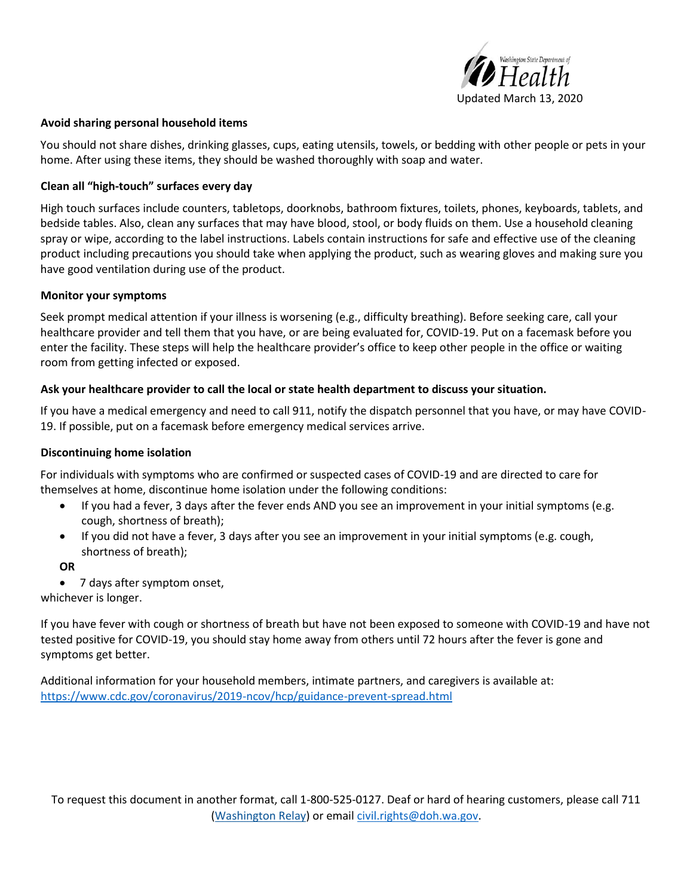Updated March 13, 2020

**Avoid sharing personal household items**

You should not share dishes, drinking glasses, cups, eating utensils, towels, or bedding with other people or pets in your home. After using these items, they should be washed thoroughly with soap and water.

**Clean all "high-touch" surfaces every day**

High touch surfaces include counters, tabletops, doorknobs, bathroom fixtures, toilets, phones, keyboards, tablets, and bedside tables. Also, clean any surfaces that may have blood, stool, or body fluids on them. Use a household cleaning spray or wipe, according to the label instructions. Labels contain instructions for safe and effective use of the cleaning product including precautions you should take when applying the product, such as wearing gloves and making sure you have good ventilation during use of the product.

**Monitor your symptoms**

Seek prompt medical attention if your illness is worsening (e.g., difficulty breathing). Before seeking care, call your healthcare provider and tell them that you have, or are being evaluated for, COVID-19. Put on a facemask before you enter the facility. These steps will help the healthcare provider's office to keep other people in the office or waiting room from getting infected or exposed.

**Ask your healthcare provider to call the local or state health department to discuss your situation.**

If you have a medical emergency and need to call 911, notify the dispatch personnel that you have, or may have COVID-19. If possible, put on a facemask before emergency medical services arrive.

**Discontinuing home isolation**

For individuals with symptoms who are confirmed or suspected cases of COVID-19 and are directed to care for themselves at home, discontinue home isolation under the following conditions:

- If you had a fever, 3 days after the fever ends AND you see an improvement in your initial symptoms (e.g. cough, shortness of breath);
- If you did not have a fever, 3 days after you see an improvement in your initial symptoms (e.g. cough, shortness of breath);

**OR**

- 7 days after symptom onset,

whichever is longer.

If you have fever with cough or shortness of breath but have not been exposed to someone with COVID-19 and have not tested positive for COVID-19, you should stay home away from others until 72 hours after the fever is gone and symptoms get better.

Additional information for your household members, intimate partners, and caregivers is available at: https://www.cdc.gov/coronavirus/2019-ncov/hcp/guidance-prevent-spread.html

To request this document in another format, call 1-800-525-0127. Deaf or hard of hearing customers, please call 711 (Washington Relay) or email civil.rights@doh.wa.gov.